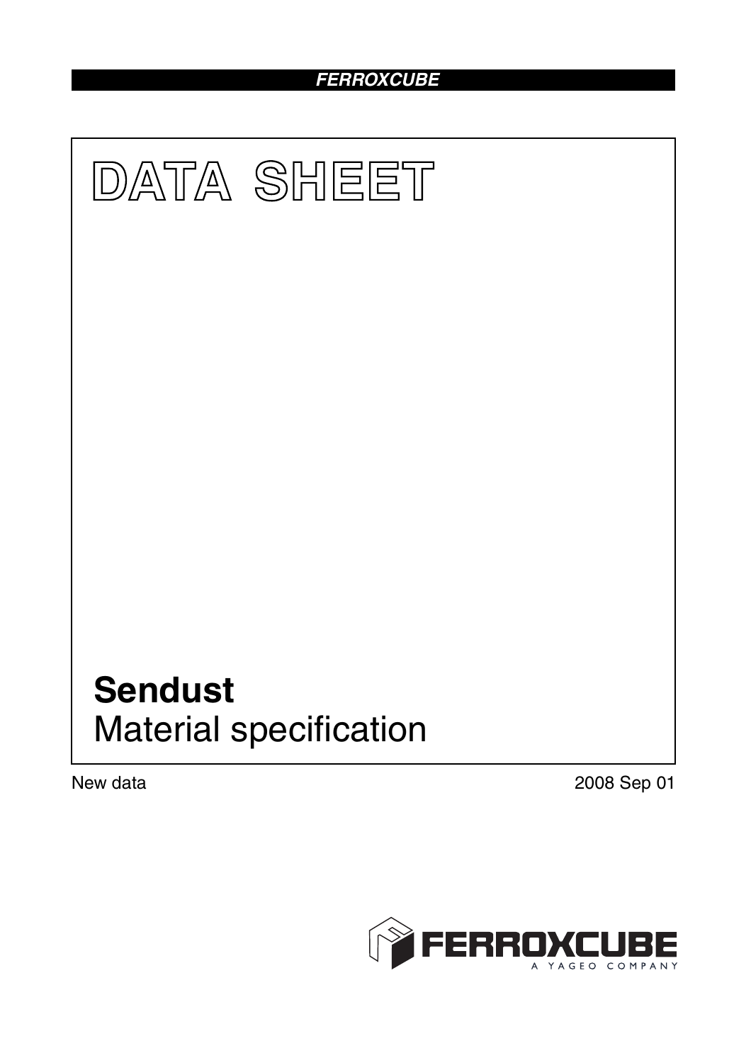FERROXCUBE

# DATA SHEET

# Sendust

## Material specification

New data

2008 Sep 01

FERROXCUBE
A YAGEO COMPANY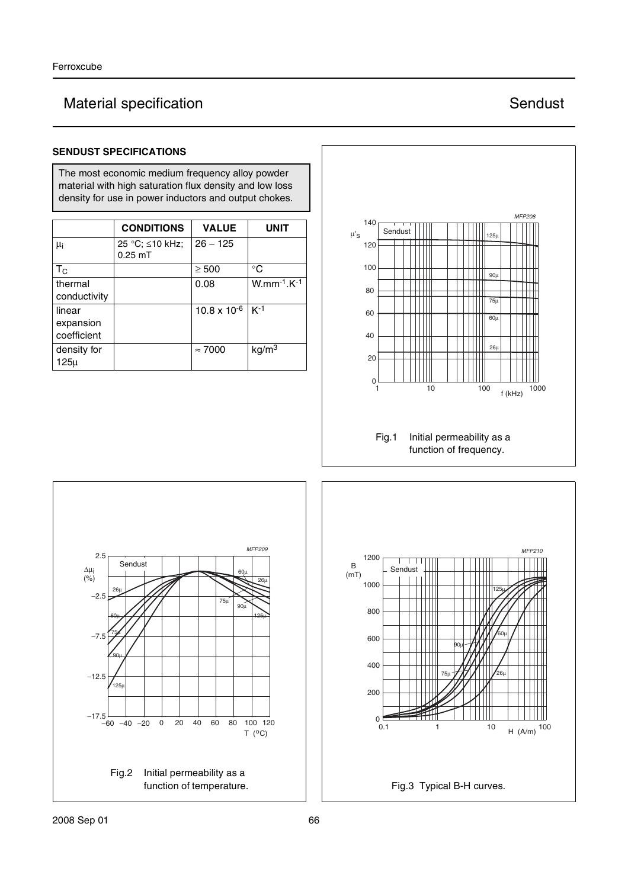# Material specification — Sendust

## SENDUST SPECIFICATIONS

The most economic medium frequency alloy powder material with high saturation flux density and low loss density for use in power inductors and output chokes.

| | CONDITIONS | VALUE | UNIT |
|---|---|---|---|
| $\mu_i$ | 25 °C; ≤10 kHz; 0.25 mT | 26 – 125 | |
| $T_C$ | | ≥ 500 | °C |
| thermal conductivity | | 0.08 | $W.mm^{-1}.K^{-1}$ |
| linear expansion coefficient | | $10.8 \times 10^{-6}$ | $K^{-1}$ |
| density for 125µ | | ≈ 7000 | $kg/m^3$ |

Fig.1 Initial permeability as a function of frequency.

Fig.2 Initial permeability as a function of temperature.

Fig.3 Typical B-H curves.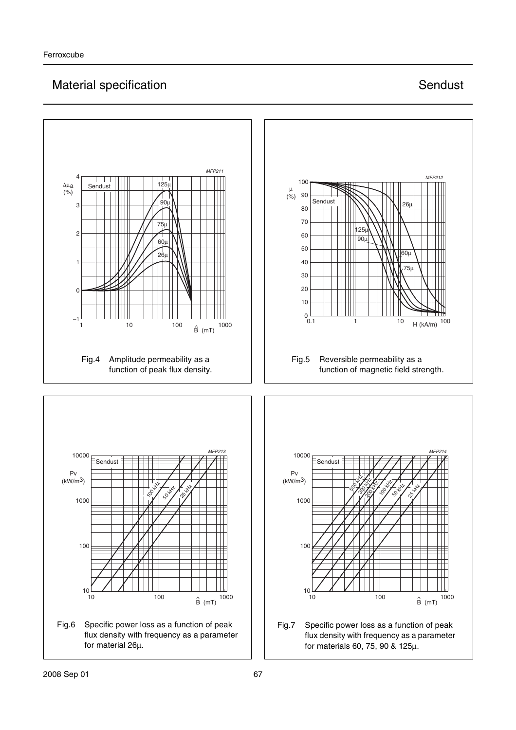## Material specification — Sendust

Fig.4 Amplitude permeability as a function of peak flux density.

Fig.5 Reversible permeability as a function of magnetic field strength.

Fig.6 Specific power loss as a function of peak flux density with frequency as a parameter for material 26μ.

Fig.7 Specific power loss as a function of peak flux density with frequency as a parameter for materials 60, 75, 90 & 125μ.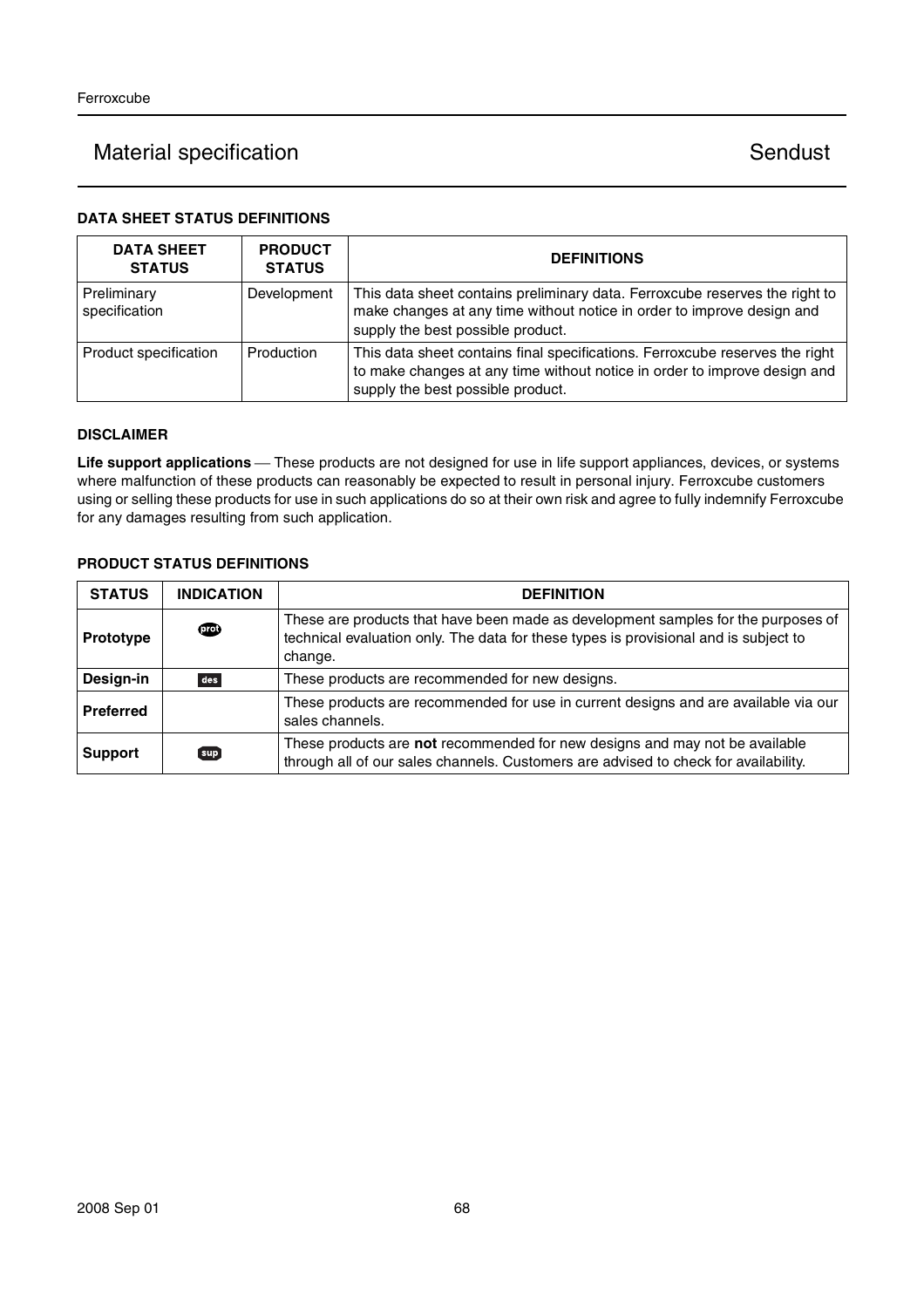## DATA SHEET STATUS DEFINITIONS

| DATA SHEET STATUS | PRODUCT STATUS | DEFINITIONS |
| --- | --- | --- |
| Preliminary specification | Development | This data sheet contains preliminary data. Ferroxcube reserves the right to make changes at any time without notice in order to improve design and supply the best possible product. |
| Product specification | Production | This data sheet contains final specifications. Ferroxcube reserves the right to make changes at any time without notice in order to improve design and supply the best possible product. |

## DISCLAIMER

**Life support applications** — These products are not designed for use in life support appliances, devices, or systems where malfunction of these products can reasonably be expected to result in personal injury. Ferroxcube customers using or selling these products for use in such applications do so at their own risk and agree to fully indemnify Ferroxcube for any damages resulting from such application.

## PRODUCT STATUS DEFINITIONS

| STATUS | INDICATION | DEFINITION |
| --- | --- | --- |
| **Prototype** | prot | These are products that have been made as development samples for the purposes of technical evaluation only. The data for these types is provisional and is subject to change. |
| **Design-in** | des | These products are recommended for new designs. |
| **Preferred** | | These products are recommended for use in current designs and are available via our sales channels. |
| **Support** | sup | These products are **not** recommended for new designs and may not be available through all of our sales channels. Customers are advised to check for availability. |